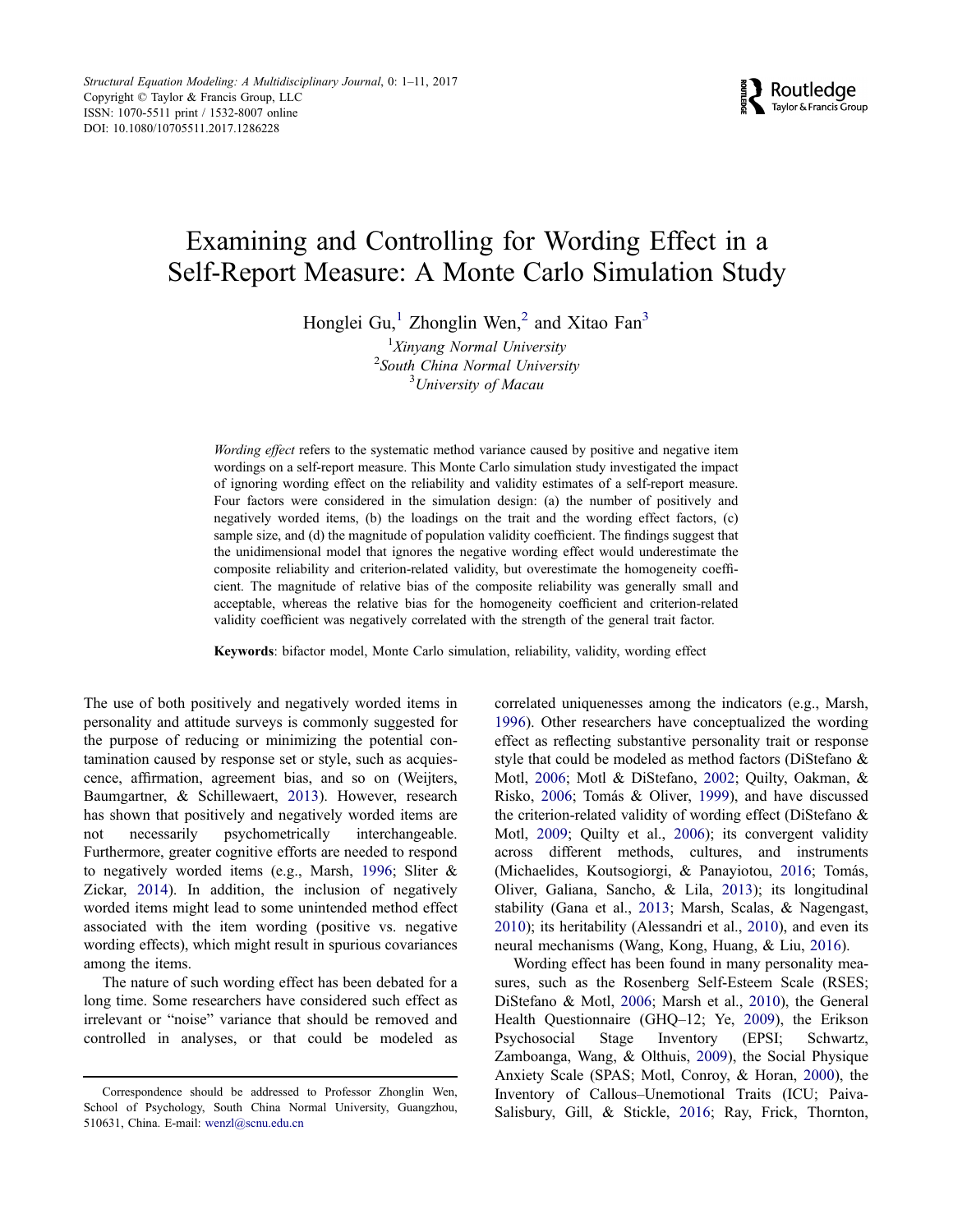# Examining and Controlling for Wording Effect in a Self-Report Measure: A Monte Carlo Simulation Study

Honglei Gu,[1] Zhonglin Wen,[2] and Xitao Fan[3]

[1]*Xinyang Normal University*
[2]*South China Normal University*
[3]*University of Macau*

*Wording effect* refers to the systematic method variance caused by positive and negative item wordings on a self-report measure. This Monte Carlo simulation study investigated the impact of ignoring wording effect on the reliability and validity estimates of a self-report measure. Four factors were considered in the simulation design: (a) the number of positively and negatively worded items, (b) the loadings on the trait and the wording effect factors, (c) sample size, and (d) the magnitude of population validity coefficient. The findings suggest that the unidimensional model that ignores the negative wording effect would underestimate the composite reliability and criterion-related validity, but overestimate the homogeneity coefficient. The magnitude of relative bias of the composite reliability was generally small and acceptable, whereas the relative bias for the homogeneity coefficient and criterion-related validity coefficient was negatively correlated with the strength of the general trait factor.

**Keywords**: bifactor model, Monte Carlo simulation, reliability, validity, wording effect

The use of both positively and negatively worded items in personality and attitude surveys is commonly suggested for the purpose of reducing or minimizing the potential contamination caused by response set or style, such as acquiescence, affirmation, agreement bias, and so on (Weijters, Baumgartner, & Schillewaert, 2013). However, research has shown that positively and negatively worded items are not necessarily psychometrically interchangeable. Furthermore, greater cognitive efforts are needed to respond to negatively worded items (e.g., Marsh, 1996; Sliter & Zickar, 2014). In addition, the inclusion of negatively worded items might lead to some unintended method effect associated with the item wording (positive vs. negative wording effects), which might result in spurious covariances among the items.

The nature of such wording effect has been debated for a long time. Some researchers have considered such effect as irrelevant or "noise" variance that should be removed and controlled in analyses, or that could be modeled as correlated uniquenesses among the indicators (e.g., Marsh, 1996). Other researchers have conceptualized the wording effect as reflecting substantive personality trait or response style that could be modeled as method factors (DiStefano & Motl, 2006; Motl & DiStefano, 2002; Quilty, Oakman, & Risko, 2006; Tomás & Oliver, 1999), and have discussed the criterion-related validity of wording effect (DiStefano & Motl, 2009; Quilty et al., 2006); its convergent validity across different methods, cultures, and instruments (Michaelides, Koutsogiorgi, & Panayiotou, 2016; Tomás, Oliver, Galiana, Sancho, & Lila, 2013); its longitudinal stability (Gana et al., 2013; Marsh, Scalas, & Nagengast, 2010); its heritability (Alessandri et al., 2010), and even its neural mechanisms (Wang, Kong, Huang, & Liu, 2016).

Wording effect has been found in many personality measures, such as the Rosenberg Self-Esteem Scale (RSES; DiStefano & Motl, 2006; Marsh et al., 2010), the General Health Questionnaire (GHQ–12; Ye, 2009), the Erikson Psychosocial Stage Inventory (EPSI; Schwartz, Zamboanga, Wang, & Olthuis, 2009), the Social Physique Anxiety Scale (SPAS; Motl, Conroy, & Horan, 2000), the Inventory of Callous–Unemotional Traits (ICU; Paiva-Salisbury, Gill, & Stickle, 2016; Ray, Frick, Thornton,

Correspondence should be addressed to Professor Zhonglin Wen, School of Psychology, South China Normal University, Guangzhou, 510631, China. E-mail: wenzl@scnu.edu.cn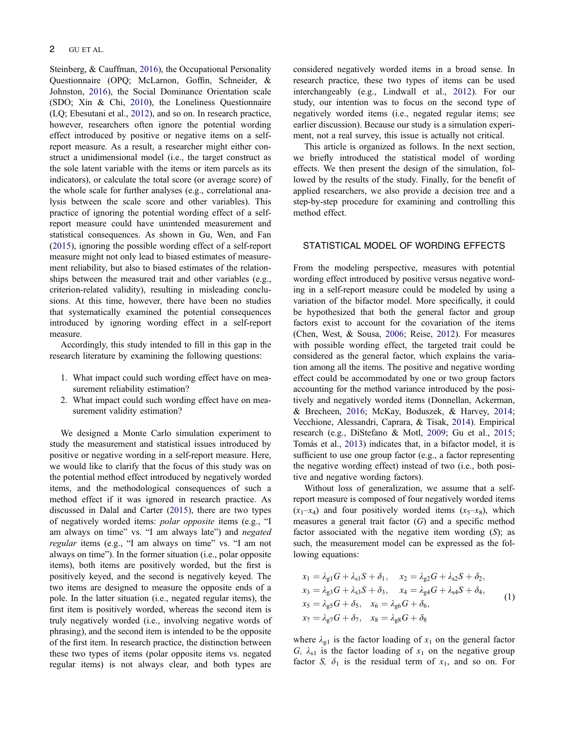Steinberg, & Cauffman, 2016), the Occupational Personality Questionnaire (OPQ; McLarnon, Goffin, Schneider, & Johnston, 2016), the Social Dominance Orientation scale (SDO; Xin & Chi, 2010), the Loneliness Questionnaire (LQ; Ebesutani et al., 2012), and so on. In research practice, however, researchers often ignore the potential wording effect introduced by positive or negative items on a self-report measure. As a result, a researcher might either construct a unidimensional model (i.e., the target construct as the sole latent variable with the items or item parcels as its indicators), or calculate the total score (or average score) of the whole scale for further analyses (e.g., correlational analysis between the scale score and other variables). This practice of ignoring the potential wording effect of a self-report measure could have unintended measurement and statistical consequences. As shown in Gu, Wen, and Fan (2015), ignoring the possible wording effect of a self-report measure might not only lead to biased estimates of measurement reliability, but also to biased estimates of the relationships between the measured trait and other variables (e.g., criterion-related validity), resulting in misleading conclusions. At this time, however, there have been no studies that systematically examined the potential consequences introduced by ignoring wording effect in a self-report measure.

Accordingly, this study intended to fill in this gap in the research literature by examining the following questions:

1. What impact could such wording effect have on measurement reliability estimation?
2. What impact could such wording effect have on measurement validity estimation?

We designed a Monte Carlo simulation experiment to study the measurement and statistical issues introduced by positive or negative wording in a self-report measure. Here, we would like to clarify that the focus of this study was on the potential method effect introduced by negatively worded items, and the methodological consequences of such a method effect if it was ignored in research practice. As discussed in Dalal and Carter (2015), there are two types of negatively worded items: *polar opposite* items (e.g., "I am always on time" vs. "I am always late") and *negated regular* items (e.g., "I am always on time" vs. "I am not always on time"). In the former situation (i.e., polar opposite items), both items are positively worded, but the first is positively keyed, and the second is negatively keyed. The two items are designed to measure the opposite ends of a pole. In the latter situation (i.e., negated regular items), the first item is positively worded, whereas the second item is truly negatively worded (i.e., involving negative words of phrasing), and the second item is intended to be the opposite of the first item. In research practice, the distinction between these two types of items (polar opposite items vs. negated regular items) is not always clear, and both types are considered negatively worded items in a broad sense. In research practice, these two types of items can be used interchangeably (e.g., Lindwall et al., 2012). For our study, our intention was to focus on the second type of negatively worded items (i.e., negated regular items; see earlier discussion). Because our study is a simulation experiment, not a real survey, this issue is actually not critical.

This article is organized as follows. In the next section, we briefly introduced the statistical model of wording effects. We then present the design of the simulation, followed by the results of the study. Finally, for the benefit of applied researchers, we also provide a decision tree and a step-by-step procedure for examining and controlling this method effect.

## STATISTICAL MODEL OF WORDING EFFECTS

From the modeling perspective, measures with potential wording effect introduced by positive versus negative wording in a self-report measure could be modeled by using a variation of the bifactor model. More specifically, it could be hypothesized that both the general factor and group factors exist to account for the covariation of the items (Chen, West, & Sousa, 2006; Reise, 2012). For measures with possible wording effect, the targeted trait could be considered as the general factor, which explains the variation among all the items. The positive and negative wording effect could be accommodated by one or two group factors accounting for the method variance introduced by the positively and negatively worded items (Donnellan, Ackerman, & Brecheen, 2016; McKay, Boduszek, & Harvey, 2014; Vecchione, Alessandri, Caprara, & Tisak, 2014). Empirical research (e.g., DiStefano & Motl, 2009; Gu et al., 2015; Tomás et al., 2013) indicates that, in a bifactor model, it is sufficient to use one group factor (e.g., a factor representing the negative wording effect) instead of two (i.e., both positive and negative wording factors).

Without loss of generalization, we assume that a self-report measure is composed of four negatively worded items ($x_1$–$x_4$) and four positively worded items ($x_5$–$x_8$), which measures a general trait factor ($G$) and a specific method factor associated with the negative item wording ($S$); as such, the measurement model can be expressed as the following equations:

$$
\begin{aligned}
&x_1 = \lambda_{g1}G + \lambda_{s1}S + \delta_1, \quad x_2 = \lambda_{g2}G + \lambda_{s2}S + \delta_2, \\
&x_3 = \lambda_{g3}G + \lambda_{s3}S + \delta_3, \quad x_4 = \lambda_{g4}G + \lambda_{s4}S + \delta_4, \\
&x_5 = \lambda_{g5}G + \delta_5, \quad x_6 = \lambda_{g6}G + \delta_6, \\
&x_7 = \lambda_{g7}G + \delta_7, \quad x_8 = \lambda_{g8}G + \delta_8
\end{aligned}
\tag{1}
$$

where $\lambda_{g1}$ is the factor loading of $x_1$ on the general factor $G$, $\lambda_{s1}$ is the factor loading of $x_1$ on the negative group factor $S$, $\delta_1$ is the residual term of $x_1$, and so on. For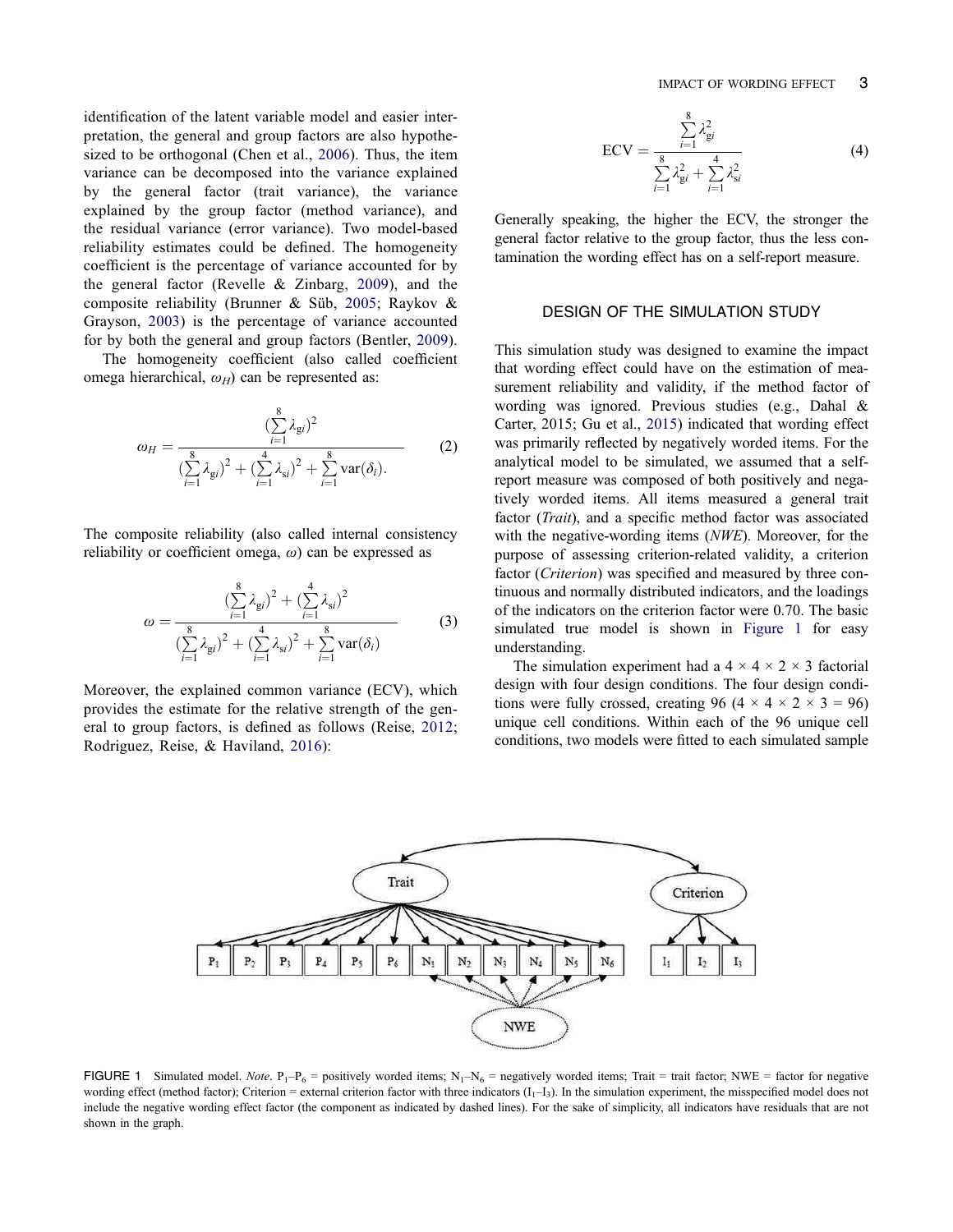identification of the latent variable model and easier interpretation, the general and group factors are also hypothesized to be orthogonal (Chen et al., 2006). Thus, the item variance can be decomposed into the variance explained by the general factor (trait variance), the variance explained by the group factor (method variance), and the residual variance (error variance). Two model-based reliability estimates could be defined. The homogeneity coefficient is the percentage of variance accounted for by the general factor (Revelle & Zinbarg, 2009), and the composite reliability (Brunner & Süß, 2005; Raykov & Grayson, 2003) is the percentage of variance accounted for by both the general and group factors (Bentler, 2009).

The homogeneity coefficient (also called coefficient omega hierarchical, $\omega_H$) can be represented as:

$$\omega_H = \frac{(\sum_{i=1}^{8} \lambda_{gi})^2}{(\sum_{i=1}^{8} \lambda_{gi})^2 + (\sum_{i=1}^{4} \lambda_{si})^2 + \sum_{i=1}^{8} \text{var}(\delta_i).} \tag{2}$$

The composite reliability (also called internal consistency reliability or coefficient omega, $\omega$) can be expressed as

$$\omega = \frac{(\sum_{i=1}^{8} \lambda_{gi})^2 + (\sum_{i=1}^{4} \lambda_{si})^2}{(\sum_{i=1}^{8} \lambda_{gi})^2 + (\sum_{i=1}^{4} \lambda_{si})^2 + \sum_{i=1}^{8} \text{var}(\delta_i)} \tag{3}$$

Moreover, the explained common variance (ECV), which provides the estimate for the relative strength of the general to group factors, is defined as follows (Reise, 2012; Rodriguez, Reise, & Haviland, 2016):

$$\text{ECV} = \frac{\sum_{i=1}^{8} \lambda_{gi}^2}{\sum_{i=1}^{8} \lambda_{gi}^2 + \sum_{i=1}^{4} \lambda_{si}^2} \tag{4}$$

Generally speaking, the higher the ECV, the stronger the general factor relative to the group factor, thus the less contamination the wording effect has on a self-report measure.

## DESIGN OF THE SIMULATION STUDY

This simulation study was designed to examine the impact that wording effect could have on the estimation of measurement reliability and validity, if the method factor of wording was ignored. Previous studies (e.g., Dahal & Carter, 2015; Gu et al., 2015) indicated that wording effect was primarily reflected by negatively worded items. For the analytical model to be simulated, we assumed that a self-report measure was composed of both positively and negatively worded items. All items measured a general trait factor (*Trait*), and a specific method factor was associated with the negative-wording items (*NWE*). Moreover, for the purpose of assessing criterion-related validity, a criterion factor (*Criterion*) was specified and measured by three continuous and normally distributed indicators, and the loadings of the indicators on the criterion factor were 0.70. The basic simulated true model is shown in Figure 1 for easy understanding.

The simulation experiment had a 4 × 4 × 2 × 3 factorial design with four design conditions. The four design conditions were fully crossed, creating 96 (4 × 4 × 2 × 3 = 96) unique cell conditions. Within each of the 96 unique cell conditions, two models were fitted to each simulated sample

FIGURE 1 Simulated model. *Note*. $P_1$–$P_6$ = positively worded items; $N_1$–$N_6$ = negatively worded items; Trait = trait factor; NWE = factor for negative wording effect (method factor); Criterion = external criterion factor with three indicators ($I_1$–$I_3$). In the simulation experiment, the misspecified model does not include the negative wording effect factor (the component as indicated by dashed lines). For the sake of simplicity, all indicators have residuals that are not shown in the graph.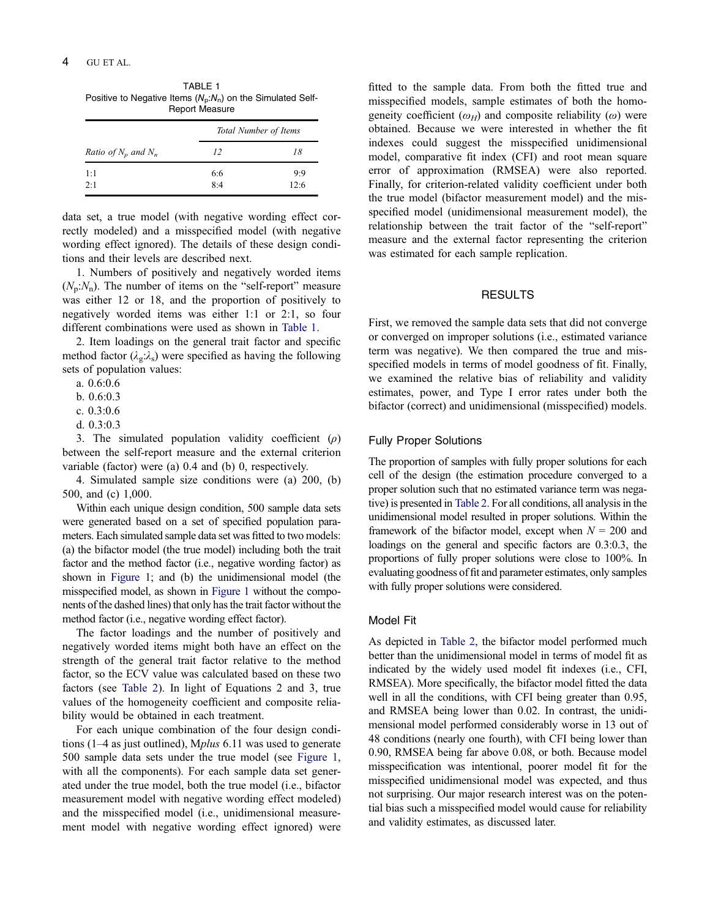TABLE 1
Positive to Negative Items ($N_p$:$N_n$) on the Simulated Self-Report Measure

| Ratio of $N_p$ and $N_n$ | Total Number of Items | |
|---|---|---|
| | 12 | 18 |
| 1:1 | 6:6 | 9:9 |
| 2:1 | 8:4 | 12:6 |

data set, a true model (with negative wording effect correctly modeled) and a misspecified model (with negative wording effect ignored). The details of these design conditions and their levels are described next.

1. Numbers of positively and negatively worded items ($N_p$:$N_n$). The number of items on the "self-report" measure was either 12 or 18, and the proportion of positively to negatively worded items was either 1:1 or 2:1, so four different combinations were used as shown in Table 1.

2. Item loadings on the general trait factor and specific method factor ($\lambda_g$:$\lambda_s$) were specified as having the following sets of population values:

a. 0.6:0.6

b. 0.6:0.3

c. 0.3:0.6

d. 0.3:0.3

3. The simulated population validity coefficient ($\rho$) between the self-report measure and the external criterion variable (factor) were (a) 0.4 and (b) 0, respectively.

4. Simulated sample size conditions were (a) 200, (b) 500, and (c) 1,000.

Within each unique design condition, 500 sample data sets were generated based on a set of specified population parameters. Each simulated sample data set was fitted to two models: (a) the bifactor model (the true model) including both the trait factor and the method factor (i.e., negative wording factor) as shown in Figure 1; and (b) the unidimensional model (the misspecified model, as shown in Figure 1 without the components of the dashed lines) that only has the trait factor without the method factor (i.e., negative wording effect factor).

The factor loadings and the number of positively and negatively worded items might both have an effect on the strength of the general trait factor relative to the method factor, so the ECV value was calculated based on these two factors (see Table 2). In light of Equations 2 and 3, true values of the homogeneity coefficient and composite reliability would be obtained in each treatment.

For each unique combination of the four design conditions (1–4 as just outlined), M*plus* 6.11 was used to generate 500 sample data sets under the true model (see Figure 1, with all the components). For each sample data set generated under the true model, both the true model (i.e., bifactor measurement model with negative wording effect modeled) and the misspecified model (i.e., unidimensional measurement model with negative wording effect ignored) were fitted to the sample data. From both the fitted true and misspecified models, sample estimates of both the homogeneity coefficient ($\omega_H$) and composite reliability ($\omega$) were obtained. Because we were interested in whether the fit indexes could suggest the misspecified unidimensional model, comparative fit index (CFI) and root mean square error of approximation (RMSEA) were also reported. Finally, for criterion-related validity coefficient under both the true model (bifactor measurement model) and the misspecified model (unidimensional measurement model), the relationship between the trait factor of the "self-report" measure and the external factor representing the criterion was estimated for each sample replication.

## RESULTS

First, we removed the sample data sets that did not converge or converged on improper solutions (i.e., estimated variance term was negative). We then compared the true and misspecified models in terms of model goodness of fit. Finally, we examined the relative bias of reliability and validity estimates, power, and Type I error rates under both the bifactor (correct) and unidimensional (misspecified) models.

### Fully Proper Solutions

The proportion of samples with fully proper solutions for each cell of the design (the estimation procedure converged to a proper solution such that no estimated variance term was negative) is presented in Table 2. For all conditions, all analysis in the unidimensional model resulted in proper solutions. Within the framework of the bifactor model, except when $N$ = 200 and loadings on the general and specific factors are 0.3:0.3, the proportions of fully proper solutions were close to 100%. In evaluating goodness of fit and parameter estimates, only samples with fully proper solutions were considered.

### Model Fit

As depicted in Table 2, the bifactor model performed much better than the unidimensional model in terms of model fit as indicated by the widely used model fit indexes (i.e., CFI, RMSEA). More specifically, the bifactor model fitted the data well in all the conditions, with CFI being greater than 0.95, and RMSEA being lower than 0.02. In contrast, the unidimensional model performed considerably worse in 13 out of 48 conditions (nearly one fourth), with CFI being lower than 0.90, RMSEA being far above 0.08, or both. Because model misspecification was intentional, poorer model fit for the misspecified unidimensional model was expected, and thus not surprising. Our major research interest was on the potential bias such a misspecified model would cause for reliability and validity estimates, as discussed later.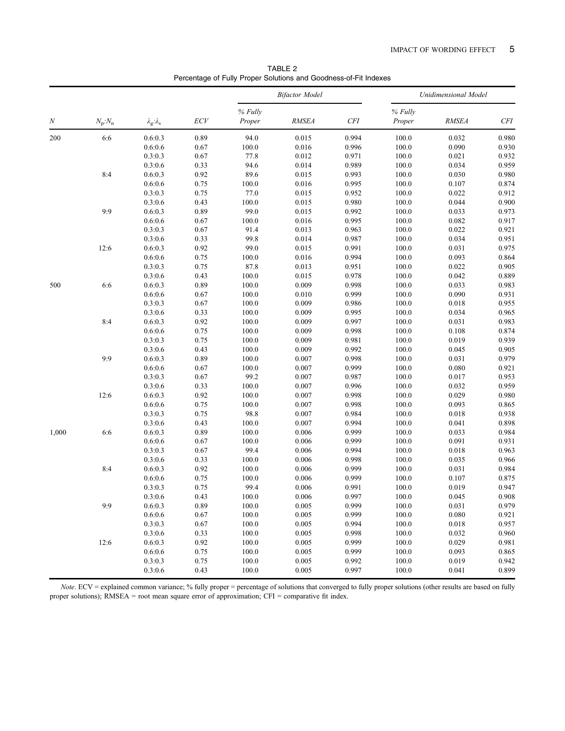TABLE 2
Percentage of Fully Proper Solutions and Goodness-of-Fit Indexes

| | | | | *Bifactor Model* | | | *Unidimensional Model* | | |
|---|---|---|---|---|---|---|---|---|---|
| *N* | $N_p$:$N_n$ | $\lambda_g$:$\lambda_s$ | *ECV* | *% Fully Proper* | *RMSEA* | *CFI* | *% Fully Proper* | *RMSEA* | *CFI* |
| 200 | 6:6 | 0.6:0.3 | 0.89 | 94.0 | 0.015 | 0.994 | 100.0 | 0.032 | 0.980 |
| | | 0.6:0.6 | 0.67 | 100.0 | 0.016 | 0.996 | 100.0 | 0.090 | 0.930 |
| | | 0.3:0.3 | 0.67 | 77.8 | 0.012 | 0.971 | 100.0 | 0.021 | 0.932 |
| | | 0.3:0.6 | 0.33 | 94.6 | 0.014 | 0.989 | 100.0 | 0.034 | 0.959 |
| | 8:4 | 0.6:0.3 | 0.92 | 89.6 | 0.015 | 0.993 | 100.0 | 0.030 | 0.980 |
| | | 0.6:0.6 | 0.75 | 100.0 | 0.016 | 0.995 | 100.0 | 0.107 | 0.874 |
| | | 0.3:0.3 | 0.75 | 77.0 | 0.015 | 0.952 | 100.0 | 0.022 | 0.912 |
| | | 0.3:0.6 | 0.43 | 100.0 | 0.015 | 0.980 | 100.0 | 0.044 | 0.900 |
| | 9:9 | 0.6:0.3 | 0.89 | 99.0 | 0.015 | 0.992 | 100.0 | 0.033 | 0.973 |
| | | 0.6:0.6 | 0.67 | 100.0 | 0.016 | 0.995 | 100.0 | 0.082 | 0.917 |
| | | 0.3:0.3 | 0.67 | 91.4 | 0.013 | 0.963 | 100.0 | 0.022 | 0.921 |
| | | 0.3:0.6 | 0.33 | 99.8 | 0.014 | 0.987 | 100.0 | 0.034 | 0.951 |
| | 12:6 | 0.6:0.3 | 0.92 | 99.0 | 0.015 | 0.991 | 100.0 | 0.031 | 0.975 |
| | | 0.6:0.6 | 0.75 | 100.0 | 0.016 | 0.994 | 100.0 | 0.093 | 0.864 |
| | | 0.3:0.3 | 0.75 | 87.8 | 0.013 | 0.951 | 100.0 | 0.022 | 0.905 |
| | | 0.3:0.6 | 0.43 | 100.0 | 0.015 | 0.978 | 100.0 | 0.042 | 0.889 |
| 500 | 6:6 | 0.6:0.3 | 0.89 | 100.0 | 0.009 | 0.998 | 100.0 | 0.033 | 0.983 |
| | | 0.6:0.6 | 0.67 | 100.0 | 0.010 | 0.999 | 100.0 | 0.090 | 0.931 |
| | | 0.3:0.3 | 0.67 | 100.0 | 0.009 | 0.986 | 100.0 | 0.018 | 0.955 |
| | | 0.3:0.6 | 0.33 | 100.0 | 0.009 | 0.995 | 100.0 | 0.034 | 0.965 |
| | 8:4 | 0.6:0.3 | 0.92 | 100.0 | 0.009 | 0.997 | 100.0 | 0.031 | 0.983 |
| | | 0.6:0.6 | 0.75 | 100.0 | 0.009 | 0.998 | 100.0 | 0.108 | 0.874 |
| | | 0.3:0.3 | 0.75 | 100.0 | 0.009 | 0.981 | 100.0 | 0.019 | 0.939 |
| | | 0.3:0.6 | 0.43 | 100.0 | 0.009 | 0.992 | 100.0 | 0.045 | 0.905 |
| | 9:9 | 0.6:0.3 | 0.89 | 100.0 | 0.007 | 0.998 | 100.0 | 0.031 | 0.979 |
| | | 0.6:0.6 | 0.67 | 100.0 | 0.007 | 0.999 | 100.0 | 0.080 | 0.921 |
| | | 0.3:0.3 | 0.67 | 99.2 | 0.007 | 0.987 | 100.0 | 0.017 | 0.953 |
| | | 0.3:0.6 | 0.33 | 100.0 | 0.007 | 0.996 | 100.0 | 0.032 | 0.959 |
| | 12:6 | 0.6:0.3 | 0.92 | 100.0 | 0.007 | 0.998 | 100.0 | 0.029 | 0.980 |
| | | 0.6:0.6 | 0.75 | 100.0 | 0.007 | 0.998 | 100.0 | 0.093 | 0.865 |
| | | 0.3:0.3 | 0.75 | 98.8 | 0.007 | 0.984 | 100.0 | 0.018 | 0.938 |
| | | 0.3:0.6 | 0.43 | 100.0 | 0.007 | 0.994 | 100.0 | 0.041 | 0.898 |
| 1,000 | 6:6 | 0.6:0.3 | 0.89 | 100.0 | 0.006 | 0.999 | 100.0 | 0.033 | 0.984 |
| | | 0.6:0.6 | 0.67 | 100.0 | 0.006 | 0.999 | 100.0 | 0.091 | 0.931 |
| | | 0.3:0.3 | 0.67 | 99.4 | 0.006 | 0.994 | 100.0 | 0.018 | 0.963 |
| | | 0.3:0.6 | 0.33 | 100.0 | 0.006 | 0.998 | 100.0 | 0.035 | 0.966 |
| | 8:4 | 0.6:0.3 | 0.92 | 100.0 | 0.006 | 0.999 | 100.0 | 0.031 | 0.984 |
| | | 0.6:0.6 | 0.75 | 100.0 | 0.006 | 0.999 | 100.0 | 0.107 | 0.875 |
| | | 0.3:0.3 | 0.75 | 99.4 | 0.006 | 0.991 | 100.0 | 0.019 | 0.947 |
| | | 0.3:0.6 | 0.43 | 100.0 | 0.006 | 0.997 | 100.0 | 0.045 | 0.908 |
| | 9:9 | 0.6:0.3 | 0.89 | 100.0 | 0.005 | 0.999 | 100.0 | 0.031 | 0.979 |
| | | 0.6:0.6 | 0.67 | 100.0 | 0.005 | 0.999 | 100.0 | 0.080 | 0.921 |
| | | 0.3:0.3 | 0.67 | 100.0 | 0.005 | 0.994 | 100.0 | 0.018 | 0.957 |
| | | 0.3:0.6 | 0.33 | 100.0 | 0.005 | 0.998 | 100.0 | 0.032 | 0.960 |
| | 12:6 | 0.6:0.3 | 0.92 | 100.0 | 0.005 | 0.999 | 100.0 | 0.029 | 0.981 |
| | | 0.6:0.6 | 0.75 | 100.0 | 0.005 | 0.999 | 100.0 | 0.093 | 0.865 |
| | | 0.3:0.3 | 0.75 | 100.0 | 0.005 | 0.992 | 100.0 | 0.019 | 0.942 |
| | | 0.3:0.6 | 0.43 | 100.0 | 0.005 | 0.997 | 100.0 | 0.041 | 0.899 |

*Note*. ECV = explained common variance; % fully proper = percentage of solutions that converged to fully proper solutions (other results are based on fully proper solutions); RMSEA = root mean square error of approximation; CFI = comparative fit index.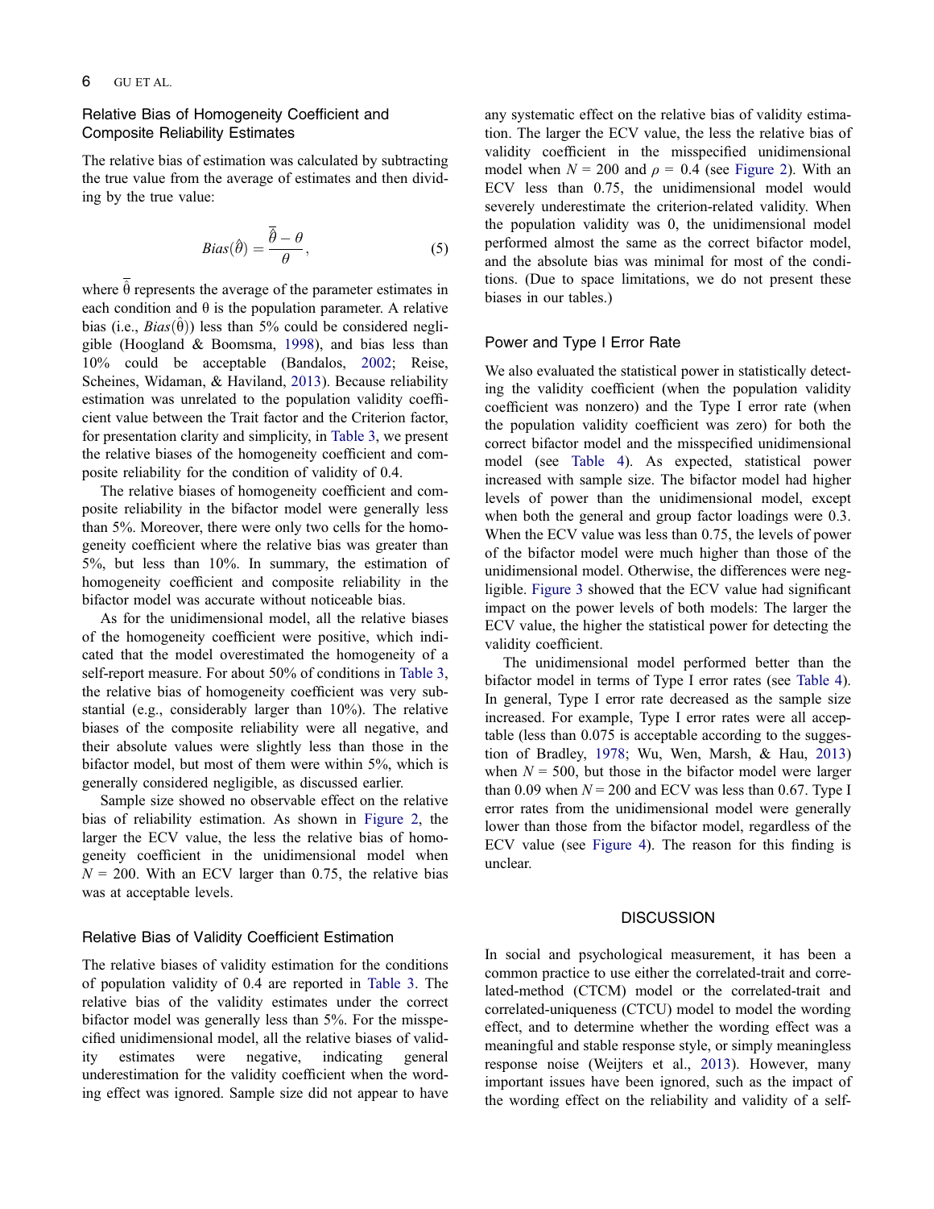## Relative Bias of Homogeneity Coefficient and Composite Reliability Estimates

The relative bias of estimation was calculated by subtracting the true value from the average of estimates and then dividing by the true value:

$$Bias(\hat{\theta}) = \frac{\overline{\hat{\theta}} - \theta}{\theta}, \tag{5}$$

where $\overline{\hat{\theta}}$ represents the average of the parameter estimates in each condition and θ is the population parameter. A relative bias (i.e., $Bias(\hat{\theta})$) less than 5% could be considered negligible (Hoogland & Boomsma, 1998), and bias less than 10% could be acceptable (Bandalos, 2002; Reise, Scheines, Widaman, & Haviland, 2013). Because reliability estimation was unrelated to the population validity coefficient value between the Trait factor and the Criterion factor, for presentation clarity and simplicity, in Table 3, we present the relative biases of the homogeneity coefficient and composite reliability for the condition of validity of 0.4.

The relative biases of homogeneity coefficient and composite reliability in the bifactor model were generally less than 5%. Moreover, there were only two cells for the homogeneity coefficient where the relative bias was greater than 5%, but less than 10%. In summary, the estimation of homogeneity coefficient and composite reliability in the bifactor model was accurate without noticeable bias.

As for the unidimensional model, all the relative biases of the homogeneity coefficient were positive, which indicated that the model overestimated the homogeneity of a self-report measure. For about 50% of conditions in Table 3, the relative bias of homogeneity coefficient was very substantial (e.g., considerably larger than 10%). The relative biases of the composite reliability were all negative, and their absolute values were slightly less than those in the bifactor model, but most of them were within 5%, which is generally considered negligible, as discussed earlier.

Sample size showed no observable effect on the relative bias of reliability estimation. As shown in Figure 2, the larger the ECV value, the less the relative bias of homogeneity coefficient in the unidimensional model when $N = 200$. With an ECV larger than 0.75, the relative bias was at acceptable levels.

## Relative Bias of Validity Coefficient Estimation

The relative biases of validity estimation for the conditions of population validity of 0.4 are reported in Table 3. The relative bias of the validity estimates under the correct bifactor model was generally less than 5%. For the misspecified unidimensional model, all the relative biases of validity estimates were negative, indicating general underestimation for the validity coefficient when the wording effect was ignored. Sample size did not appear to have any systematic effect on the relative bias of validity estimation. The larger the ECV value, the less the relative bias of validity coefficient in the misspecified unidimensional model when $N = 200$ and $\rho = 0.4$ (see Figure 2). With an ECV less than 0.75, the unidimensional model would severely underestimate the criterion-related validity. When the population validity was 0, the unidimensional model performed almost the same as the correct bifactor model, and the absolute bias was minimal for most of the conditions. (Due to space limitations, we do not present these biases in our tables.)

## Power and Type I Error Rate

We also evaluated the statistical power in statistically detecting the validity coefficient (when the population validity coefficient was nonzero) and the Type I error rate (when the population validity coefficient was zero) for both the correct bifactor model and the misspecified unidimensional model (see Table 4). As expected, statistical power increased with sample size. The bifactor model had higher levels of power than the unidimensional model, except when both the general and group factor loadings were 0.3. When the ECV value was less than 0.75, the levels of power of the bifactor model were much higher than those of the unidimensional model. Otherwise, the differences were negligible. Figure 3 showed that the ECV value had significant impact on the power levels of both models: The larger the ECV value, the higher the statistical power for detecting the validity coefficient.

The unidimensional model performed better than the bifactor model in terms of Type I error rates (see Table 4). In general, Type I error rate decreased as the sample size increased. For example, Type I error rates were all acceptable (less than 0.075 is acceptable according to the suggestion of Bradley, 1978; Wu, Wen, Marsh, & Hau, 2013) when $N = 500$, but those in the bifactor model were larger than 0.09 when $N = 200$ and ECV was less than 0.67. Type I error rates from the unidimensional model were generally lower than those from the bifactor model, regardless of the ECV value (see Figure 4). The reason for this finding is unclear.

# DISCUSSION

In social and psychological measurement, it has been a common practice to use either the correlated-trait and correlated-method (CTCM) model or the correlated-trait and correlated-uniqueness (CTCU) model to model the wording effect, and to determine whether the wording effect was a meaningful and stable response style, or simply meaningless response noise (Weijters et al., 2013). However, many important issues have been ignored, such as the impact of the wording effect on the reliability and validity of a self-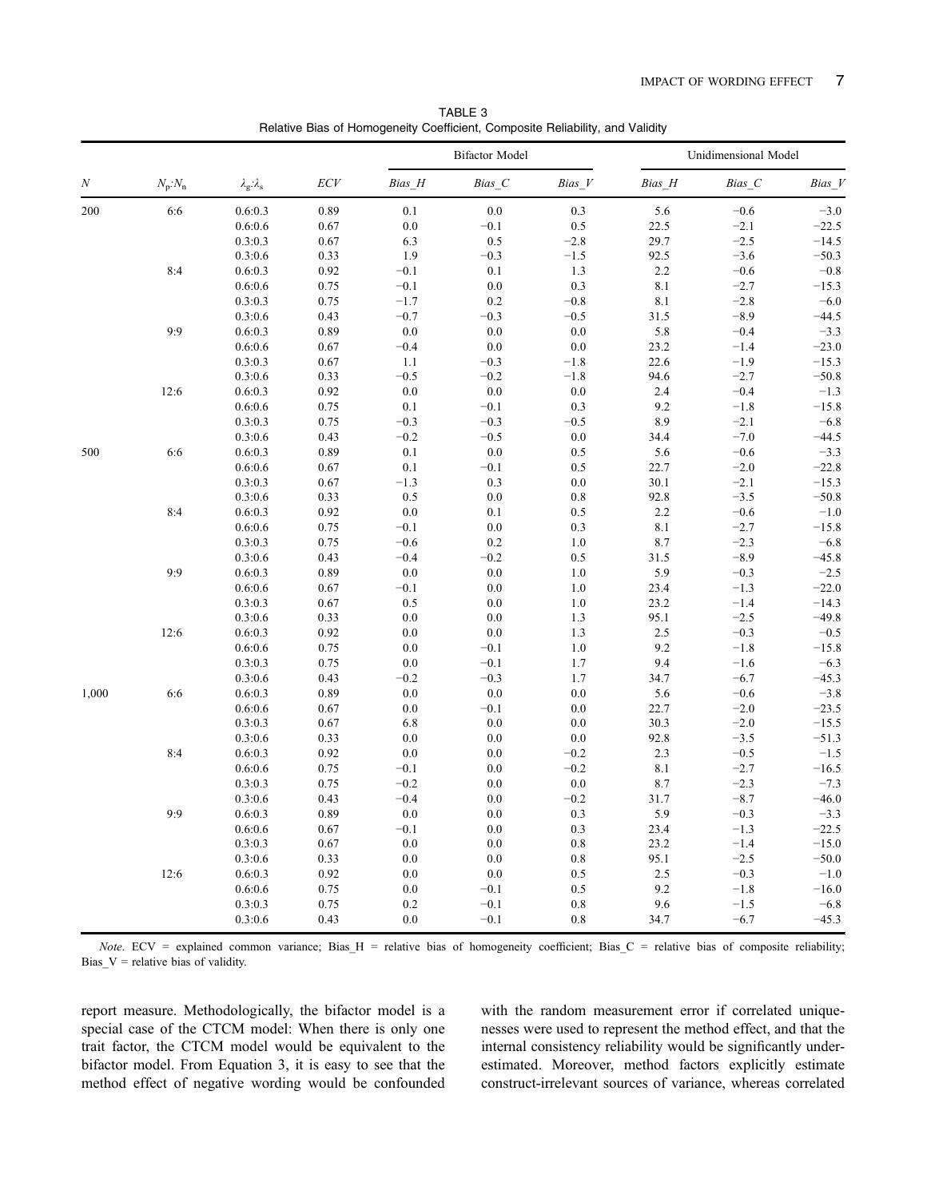TABLE 3
Relative Bias of Homogeneity Coefficient, Composite Reliability, and Validity

| $N$ | $N_p$:$N_n$ | $\lambda_g$:$\lambda_s$ | ECV | Bifactor Model | | | Unidimensional Model | | |
|---|---|---|---|---|---|---|---|---|---|
| | | | | Bias_H | Bias_C | Bias_V | Bias_H | Bias_C | Bias_V |
| 200 | 6:6 | 0.6:0.3 | 0.89 | 0.1 | 0.0 | 0.3 | 5.6 | −0.6 | −3.0 |
| | | 0.6:0.6 | 0.67 | 0.0 | −0.1 | 0.5 | 22.5 | −2.1 | −22.5 |
| | | 0.3:0.3 | 0.67 | 6.3 | 0.5 | −2.8 | 29.7 | −2.5 | −14.5 |
| | | 0.3:0.6 | 0.33 | 1.9 | −0.3 | −1.5 | 92.5 | −3.6 | −50.3 |
| | 8:4 | 0.6:0.3 | 0.92 | −0.1 | 0.1 | 1.3 | 2.2 | −0.6 | −0.8 |
| | | 0.6:0.6 | 0.75 | −0.1 | 0.0 | 0.3 | 8.1 | −2.7 | −15.3 |
| | | 0.3:0.3 | 0.75 | −1.7 | 0.2 | −0.8 | 8.1 | −2.8 | −6.0 |
| | | 0.3:0.6 | 0.43 | −0.7 | −0.3 | −0.5 | 31.5 | −8.9 | −44.5 |
| | 9:9 | 0.6:0.3 | 0.89 | 0.0 | 0.0 | 0.0 | 5.8 | −0.4 | −3.3 |
| | | 0.6:0.6 | 0.67 | −0.4 | 0.0 | 0.0 | 23.2 | −1.4 | −23.0 |
| | | 0.3:0.3 | 0.67 | 1.1 | −0.3 | −1.8 | 22.6 | −1.9 | −15.3 |
| | | 0.3:0.6 | 0.33 | −0.5 | −0.2 | −1.8 | 94.6 | −2.7 | −50.8 |
| | 12:6 | 0.6:0.3 | 0.92 | 0.0 | 0.0 | 0.0 | 2.4 | −0.4 | −1.3 |
| | | 0.6:0.6 | 0.75 | 0.1 | −0.1 | 0.3 | 9.2 | −1.8 | −15.8 |
| | | 0.3:0.3 | 0.75 | −0.3 | −0.3 | −0.5 | 8.9 | −2.1 | −6.8 |
| | | 0.3:0.6 | 0.43 | −0.2 | −0.5 | 0.0 | 34.4 | −7.0 | −44.5 |
| 500 | 6:6 | 0.6:0.3 | 0.89 | 0.1 | 0.0 | 0.5 | 5.6 | −0.6 | −3.3 |
| | | 0.6:0.6 | 0.67 | 0.1 | −0.1 | 0.5 | 22.7 | −2.0 | −22.8 |
| | | 0.3:0.3 | 0.67 | −1.3 | 0.3 | 0.0 | 30.1 | −2.1 | −15.3 |
| | | 0.3:0.6 | 0.33 | 0.5 | 0.0 | 0.8 | 92.8 | −3.5 | −50.8 |
| | 8:4 | 0.6:0.3 | 0.92 | 0.0 | 0.1 | 0.5 | 2.2 | −0.6 | −1.0 |
| | | 0.6:0.6 | 0.75 | −0.1 | 0.0 | 0.3 | 8.1 | −2.7 | −15.8 |
| | | 0.3:0.3 | 0.75 | −0.6 | 0.2 | 1.0 | 8.7 | −2.3 | −6.8 |
| | | 0.3:0.6 | 0.43 | −0.4 | −0.2 | 0.5 | 31.5 | −8.9 | −45.8 |
| | 9:9 | 0.6:0.3 | 0.89 | 0.0 | 0.0 | 1.0 | 5.9 | −0.3 | −2.5 |
| | | 0.6:0.6 | 0.67 | −0.1 | 0.0 | 1.0 | 23.4 | −1.3 | −22.0 |
| | | 0.3:0.3 | 0.67 | 0.5 | 0.0 | 1.0 | 23.2 | −1.4 | −14.3 |
| | | 0.3:0.6 | 0.33 | 0.0 | 0.0 | 1.3 | 95.1 | −2.5 | −49.8 |
| | 12:6 | 0.6:0.3 | 0.92 | 0.0 | 0.0 | 1.3 | 2.5 | −0.3 | −0.5 |
| | | 0.6:0.6 | 0.75 | 0.0 | −0.1 | 1.0 | 9.2 | −1.8 | −15.8 |
| | | 0.3:0.3 | 0.75 | 0.0 | −0.1 | 1.7 | 9.4 | −1.6 | −6.3 |
| | | 0.3:0.6 | 0.43 | −0.2 | −0.3 | 1.7 | 34.7 | −6.7 | −45.3 |
| 1,000 | 6:6 | 0.6:0.3 | 0.89 | 0.0 | 0.0 | 0.0 | 5.6 | −0.6 | −3.8 |
| | | 0.6:0.6 | 0.67 | 0.0 | −0.1 | 0.0 | 22.7 | −2.0 | −23.5 |
| | | 0.3:0.3 | 0.67 | 6.8 | 0.0 | 0.0 | 30.3 | −2.0 | −15.5 |
| | | 0.3:0.6 | 0.33 | 0.0 | 0.0 | 0.0 | 92.8 | −3.5 | −51.3 |
| | 8:4 | 0.6:0.3 | 0.92 | 0.0 | 0.0 | −0.2 | 2.3 | −0.5 | −1.5 |
| | | 0.6:0.6 | 0.75 | −0.1 | 0.0 | −0.2 | 8.1 | −2.7 | −16.5 |
| | | 0.3:0.3 | 0.75 | −0.2 | 0.0 | 0.0 | 8.7 | −2.3 | −7.3 |
| | | 0.3:0.6 | 0.43 | −0.4 | 0.0 | −0.2 | 31.7 | −8.7 | −46.0 |
| | 9:9 | 0.6:0.3 | 0.89 | 0.0 | 0.0 | 0.3 | 5.9 | −0.3 | −3.3 |
| | | 0.6:0.6 | 0.67 | −0.1 | 0.0 | 0.3 | 23.4 | −1.3 | −22.5 |
| | | 0.3:0.3 | 0.67 | 0.0 | 0.0 | 0.8 | 23.2 | −1.4 | −15.0 |
| | | 0.3:0.6 | 0.33 | 0.0 | 0.0 | 0.8 | 95.1 | −2.5 | −50.0 |
| | 12:6 | 0.6:0.3 | 0.92 | 0.0 | 0.0 | 0.5 | 2.5 | −0.3 | −1.0 |
| | | 0.6:0.6 | 0.75 | 0.0 | −0.1 | 0.5 | 9.2 | −1.8 | −16.0 |
| | | 0.3:0.3 | 0.75 | 0.2 | −0.1 | 0.8 | 9.6 | −1.5 | −6.8 |
| | | 0.3:0.6 | 0.43 | 0.0 | −0.1 | 0.8 | 34.7 | −6.7 | −45.3 |

*Note*. ECV = explained common variance; Bias_H = relative bias of homogeneity coefficient; Bias_C = relative bias of composite reliability; Bias_V = relative bias of validity.

report measure. Methodologically, the bifactor model is a special case of the CTCM model: When there is only one trait factor, the CTCM model would be equivalent to the bifactor model. From Equation 3, it is easy to see that the method effect of negative wording would be confounded with the random measurement error if correlated uniquenesses were used to represent the method effect, and that the internal consistency reliability would be significantly underestimated. Moreover, method factors explicitly estimate construct-irrelevant sources of variance, whereas correlated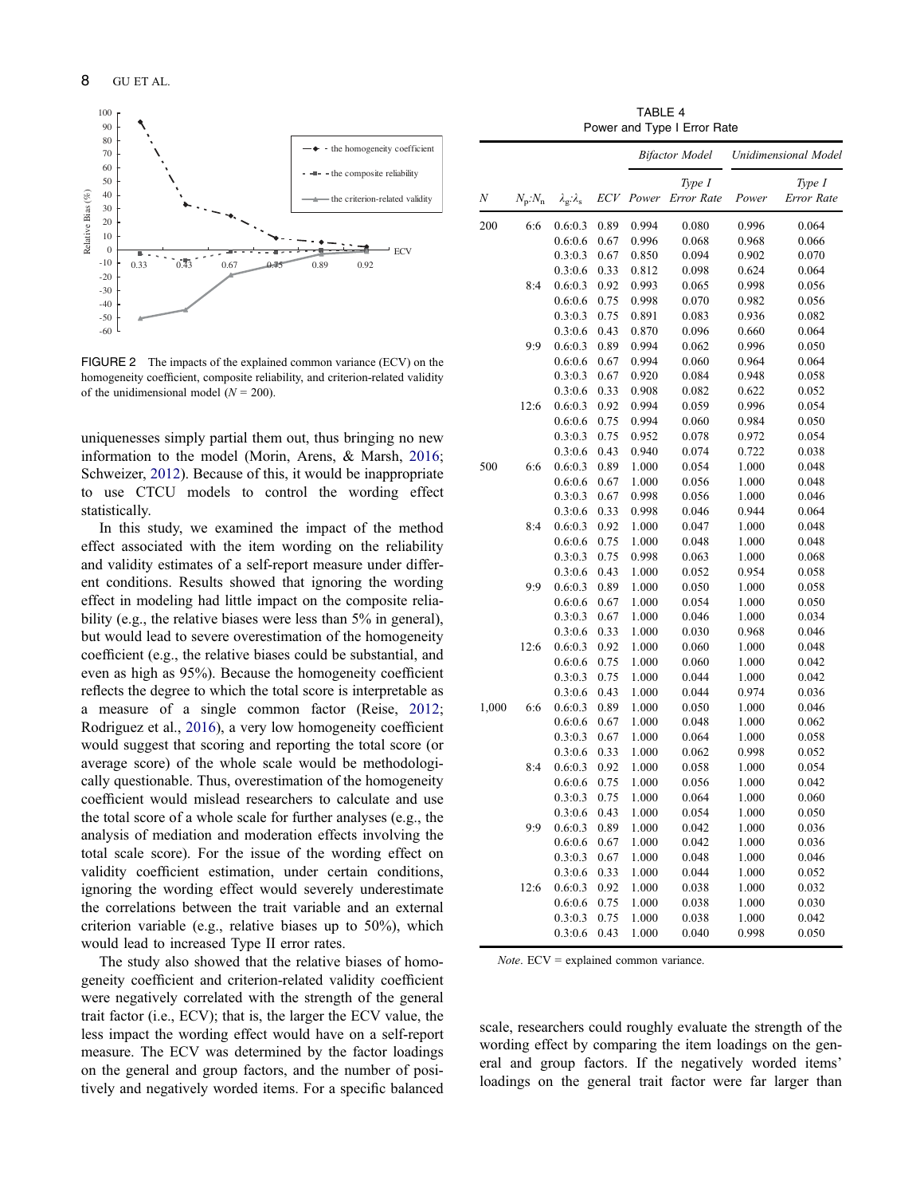FIGURE 2 The impacts of the explained common variance (ECV) on the homogeneity coefficient, composite reliability, and criterion-related validity of the unidimensional model (N = 200).

uniquenesses simply partial them out, thus bringing no new information to the model (Morin, Arens, & Marsh, 2016; Schweizer, 2012). Because of this, it would be inappropriate to use CTCU models to control the wording effect statistically.

In this study, we examined the impact of the method effect associated with the item wording on the reliability and validity estimates of a self-report measure under different conditions. Results showed that ignoring the wording effect in modeling had little impact on the composite reliability (e.g., the relative biases were less than 5% in general), but would lead to severe overestimation of the homogeneity coefficient (e.g., the relative biases could be substantial, and even as high as 95%). Because the homogeneity coefficient reflects the degree to which the total score is interpretable as a measure of a single common factor (Reise, 2012; Rodriguez et al., 2016), a very low homogeneity coefficient would suggest that scoring and reporting the total score (or average score) of the whole scale would be methodologically questionable. Thus, overestimation of the homogeneity coefficient would mislead researchers to calculate and use the total score of a whole scale for further analyses (e.g., the analysis of mediation and moderation effects involving the total scale score). For the issue of the wording effect on validity coefficient estimation, under certain conditions, ignoring the wording effect would severely underestimate the correlations between the trait variable and an external criterion variable (e.g., relative biases up to 50%), which would lead to increased Type II error rates.

The study also showed that the relative biases of homogeneity coefficient and criterion-related validity coefficient were negatively correlated with the strength of the general trait factor (i.e., ECV); that is, the larger the ECV value, the less impact the wording effect would have on a self-report measure. The ECV was determined by the factor loadings on the general and group factors, and the number of positively and negatively worded items. For a specific balanced scale, researchers could roughly evaluate the strength of the wording effect by comparing the item loadings on the general and group factors. If the negatively worded items' loadings on the general trait factor were far larger than

TABLE 4
Power and Type I Error Rate

| | | | | *Bifactor Model* | | *Unidimensional Model* | |
|---|---|---|---|---|---|---|---|
| *N* | $N_p$:$N_n$ | $\lambda_g$:$\lambda_s$ | *ECV* | *Power* | *Type I Error Rate* | *Power* | *Type I Error Rate* |
| 200 | 6:6 | 0.6:0.3 | 0.89 | 0.994 | 0.080 | 0.996 | 0.064 |
| | | 0.6:0.6 | 0.67 | 0.996 | 0.068 | 0.968 | 0.066 |
| | | 0.3:0.3 | 0.67 | 0.850 | 0.094 | 0.902 | 0.070 |
| | | 0.3:0.6 | 0.33 | 0.812 | 0.098 | 0.624 | 0.064 |
| | 8:4 | 0.6:0.3 | 0.92 | 0.993 | 0.065 | 0.998 | 0.056 |
| | | 0.6:0.6 | 0.75 | 0.998 | 0.070 | 0.982 | 0.056 |
| | | 0.3:0.3 | 0.75 | 0.891 | 0.083 | 0.936 | 0.082 |
| | | 0.3:0.6 | 0.43 | 0.870 | 0.096 | 0.660 | 0.064 |
| | 9:9 | 0.6:0.3 | 0.89 | 0.994 | 0.062 | 0.996 | 0.050 |
| | | 0.6:0.6 | 0.67 | 0.994 | 0.060 | 0.964 | 0.064 |
| | | 0.3:0.3 | 0.67 | 0.920 | 0.084 | 0.948 | 0.058 |
| | | 0.3:0.6 | 0.33 | 0.908 | 0.082 | 0.622 | 0.052 |
| | 12:6 | 0.6:0.3 | 0.92 | 0.994 | 0.059 | 0.996 | 0.054 |
| | | 0.6:0.6 | 0.75 | 0.994 | 0.060 | 0.984 | 0.050 |
| | | 0.3:0.3 | 0.75 | 0.952 | 0.078 | 0.972 | 0.054 |
| | | 0.3:0.6 | 0.43 | 0.940 | 0.074 | 0.722 | 0.038 |
| 500 | 6:6 | 0.6:0.3 | 0.89 | 1.000 | 0.054 | 1.000 | 0.048 |
| | | 0.6:0.6 | 0.67 | 1.000 | 0.056 | 1.000 | 0.048 |
| | | 0.3:0.3 | 0.67 | 0.998 | 0.056 | 1.000 | 0.046 |
| | | 0.3:0.6 | 0.33 | 0.998 | 0.046 | 0.944 | 0.064 |
| | 8:4 | 0.6:0.3 | 0.92 | 1.000 | 0.047 | 1.000 | 0.048 |
| | | 0.6:0.6 | 0.75 | 1.000 | 0.048 | 1.000 | 0.048 |
| | | 0.3:0.3 | 0.75 | 0.998 | 0.063 | 1.000 | 0.068 |
| | | 0.3:0.6 | 0.43 | 1.000 | 0.052 | 0.954 | 0.058 |
| | 9:9 | 0.6:0.3 | 0.89 | 1.000 | 0.050 | 1.000 | 0.058 |
| | | 0.6:0.6 | 0.67 | 1.000 | 0.054 | 1.000 | 0.050 |
| | | 0.3:0.3 | 0.67 | 1.000 | 0.046 | 1.000 | 0.034 |
| | | 0.3:0.6 | 0.33 | 1.000 | 0.030 | 0.968 | 0.046 |
| | 12:6 | 0.6:0.3 | 0.92 | 1.000 | 0.060 | 1.000 | 0.048 |
| | | 0.6:0.6 | 0.75 | 1.000 | 0.060 | 1.000 | 0.042 |
| | | 0.3:0.3 | 0.75 | 1.000 | 0.044 | 1.000 | 0.042 |
| | | 0.3:0.6 | 0.43 | 1.000 | 0.044 | 0.974 | 0.036 |
| 1,000 | 6:6 | 0.6:0.3 | 0.89 | 1.000 | 0.050 | 1.000 | 0.046 |
| | | 0.6:0.6 | 0.67 | 1.000 | 0.048 | 1.000 | 0.062 |
| | | 0.3:0.3 | 0.67 | 1.000 | 0.064 | 1.000 | 0.058 |
| | | 0.3:0.6 | 0.33 | 1.000 | 0.062 | 0.998 | 0.052 |
| | 8:4 | 0.6:0.3 | 0.92 | 1.000 | 0.058 | 1.000 | 0.054 |
| | | 0.6:0.6 | 0.75 | 1.000 | 0.056 | 1.000 | 0.042 |
| | | 0.3:0.3 | 0.75 | 1.000 | 0.064 | 1.000 | 0.060 |
| | | 0.3:0.6 | 0.43 | 1.000 | 0.054 | 1.000 | 0.050 |
| | 9:9 | 0.6:0.3 | 0.89 | 1.000 | 0.042 | 1.000 | 0.036 |
| | | 0.6:0.6 | 0.67 | 1.000 | 0.042 | 1.000 | 0.036 |
| | | 0.3:0.3 | 0.67 | 1.000 | 0.048 | 1.000 | 0.046 |
| | | 0.3:0.6 | 0.33 | 1.000 | 0.044 | 1.000 | 0.052 |
| | 12:6 | 0.6:0.3 | 0.92 | 1.000 | 0.038 | 1.000 | 0.032 |
| | | 0.6:0.6 | 0.75 | 1.000 | 0.038 | 1.000 | 0.030 |
| | | 0.3:0.3 | 0.75 | 1.000 | 0.038 | 1.000 | 0.042 |
| | | 0.3:0.6 | 0.43 | 1.000 | 0.040 | 0.998 | 0.050 |

*Note*. ECV = explained common variance.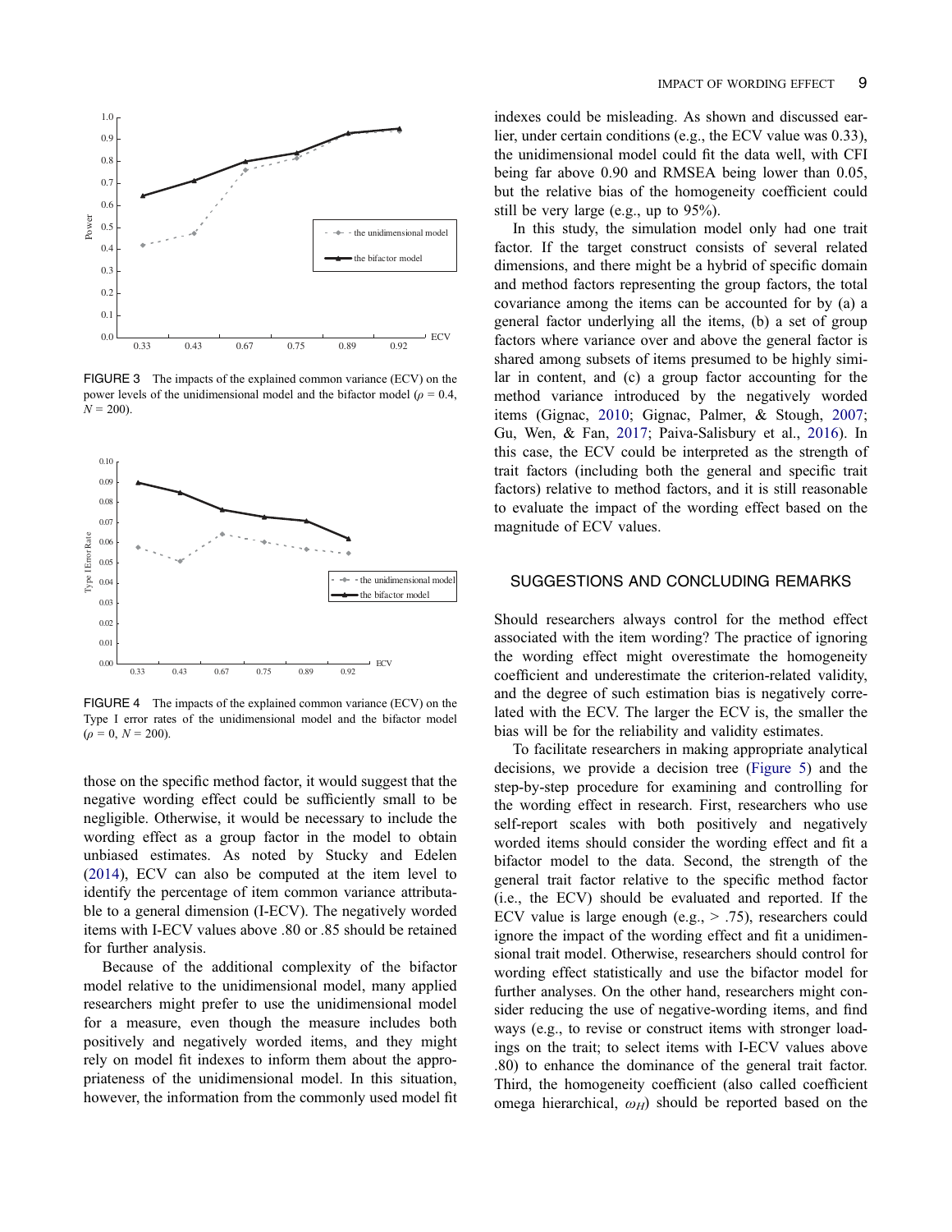FIGURE 3 The impacts of the explained common variance (ECV) on the power levels of the unidimensional model and the bifactor model ($\rho$ = 0.4, $N$ = 200).

FIGURE 4 The impacts of the explained common variance (ECV) on the Type I error rates of the unidimensional model and the bifactor model ($\rho$ = 0, $N$ = 200).

those on the specific method factor, it would suggest that the negative wording effect could be sufficiently small to be negligible. Otherwise, it would be necessary to include the wording effect as a group factor in the model to obtain unbiased estimates. As noted by Stucky and Edelen (2014), ECV can also be computed at the item level to identify the percentage of item common variance attributable to a general dimension (I-ECV). The negatively worded items with I-ECV values above .80 or .85 should be retained for further analysis.

Because of the additional complexity of the bifactor model relative to the unidimensional model, many applied researchers might prefer to use the unidimensional model for a measure, even though the measure includes both positively and negatively worded items, and they might rely on model fit indexes to inform them about the appropriateness of the unidimensional model. In this situation, however, the information from the commonly used model fit indexes could be misleading. As shown and discussed earlier, under certain conditions (e.g., the ECV value was 0.33), the unidimensional model could fit the data well, with CFI being far above 0.90 and RMSEA being lower than 0.05, but the relative bias of the homogeneity coefficient could still be very large (e.g., up to 95%).

In this study, the simulation model only had one trait factor. If the target construct consists of several related dimensions, and there might be a hybrid of specific domain and method factors representing the group factors, the total covariance among the items can be accounted for by (a) a general factor underlying all the items, (b) a set of group factors where variance over and above the general factor is shared among subsets of items presumed to be highly similar in content, and (c) a group factor accounting for the method variance introduced by the negatively worded items (Gignac, 2010; Gignac, Palmer, & Stough, 2007; Gu, Wen, & Fan, 2017; Paiva-Salisbury et al., 2016). In this case, the ECV could be interpreted as the strength of trait factors (including both the general and specific trait factors) relative to method factors, and it is still reasonable to evaluate the impact of the wording effect based on the magnitude of ECV values.

## SUGGESTIONS AND CONCLUDING REMARKS

Should researchers always control for the method effect associated with the item wording? The practice of ignoring the wording effect might overestimate the homogeneity coefficient and underestimate the criterion-related validity, and the degree of such estimation bias is negatively correlated with the ECV. The larger the ECV is, the smaller the bias will be for the reliability and validity estimates.

To facilitate researchers in making appropriate analytical decisions, we provide a decision tree (Figure 5) and the step-by-step procedure for examining and controlling for the wording effect in research. First, researchers who use self-report scales with both positively and negatively worded items should consider the wording effect and fit a bifactor model to the data. Second, the strength of the general trait factor relative to the specific method factor (i.e., the ECV) should be evaluated and reported. If the ECV value is large enough (e.g., > .75), researchers could ignore the impact of the wording effect and fit a unidimensional trait model. Otherwise, researchers should control for wording effect statistically and use the bifactor model for further analyses. On the other hand, researchers might consider reducing the use of negative-wording items, and find ways (e.g., to revise or construct items with stronger loadings on the trait; to select items with I-ECV values above .80) to enhance the dominance of the general trait factor. Third, the homogeneity coefficient (also called coefficient omega hierarchical, $\omega_H$) should be reported based on the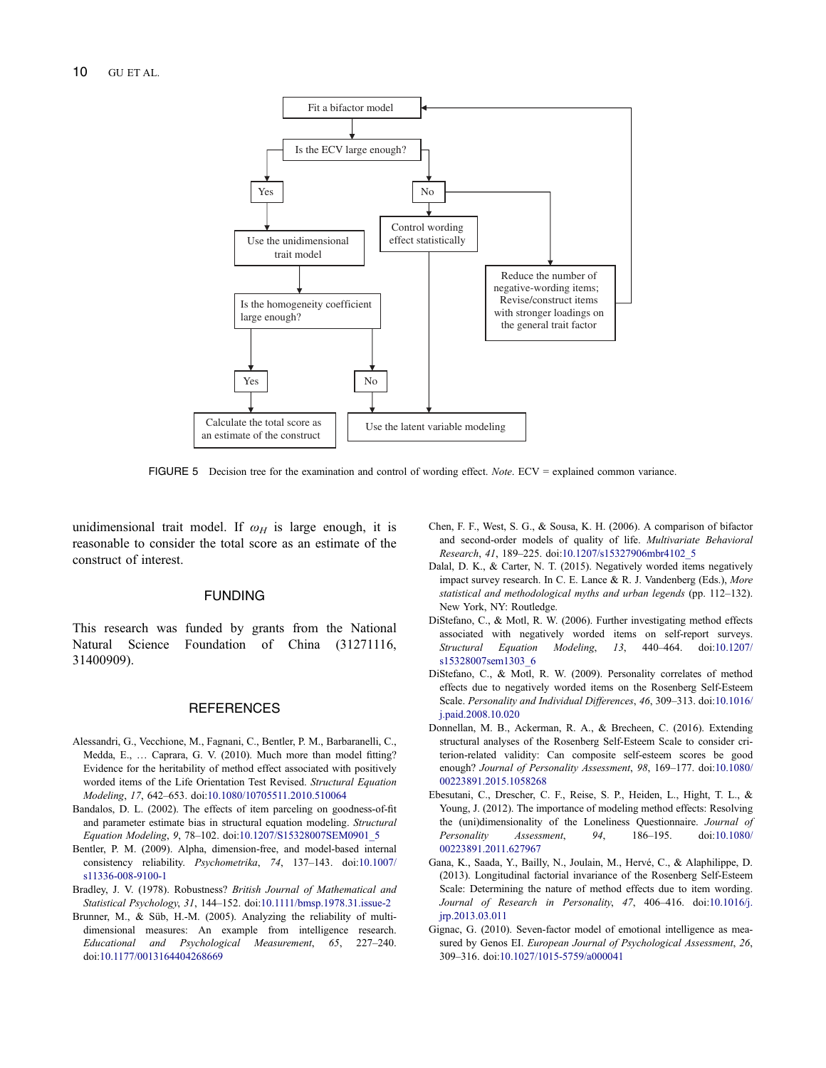Fit a bifactor model

Is the ECV large enough?

Yes

No

Use the unidimensional trait model

Control wording effect statistically

Reduce the number of negative-wording items; Revise/construct items with stronger loadings on the general trait factor

Is the homogeneity coefficient large enough?

Yes

No

Calculate the total score as an estimate of the construct

Use the latent variable modeling

FIGURE 5 Decision tree for the examination and control of wording effect. *Note*. ECV = explained common variance.

unidimensional trait model. If $\omega_H$ is large enough, it is reasonable to consider the total score as an estimate of the construct of interest.

## FUNDING

This research was funded by grants from the National Natural Science Foundation of China (31271116, 31400909).

## REFERENCES

Alessandri, G., Vecchione, M., Fagnani, C., Bentler, P. M., Barbaranelli, C., Medda, E., … Caprara, G. V. (2010). Much more than model fitting? Evidence for the heritability of method effect associated with positively worded items of the Life Orientation Test Revised. *Structural Equation Modeling*, *17*, 642–653. doi:10.1080/10705511.2010.510064

Bandalos, D. L. (2002). The effects of item parceling on goodness-of-fit and parameter estimate bias in structural equation modeling. *Structural Equation Modeling*, *9*, 78–102. doi:10.1207/S15328007SEM0901_5

Bentler, P. M. (2009). Alpha, dimension-free, and model-based internal consistency reliability. *Psychometrika*, *74*, 137–143. doi:10.1007/s11336-008-9100-1

Bradley, J. V. (1978). Robustness? *British Journal of Mathematical and Statistical Psychology*, *31*, 144–152. doi:10.1111/bmsp.1978.31.issue-2

Brunner, M., & Süb, H.-M. (2005). Analyzing the reliability of multidimensional measures: An example from intelligence research. *Educational and Psychological Measurement*, *65*, 227–240. doi:10.1177/0013164404268669

Chen, F. F., West, S. G., & Sousa, K. H. (2006). A comparison of bifactor and second-order models of quality of life. *Multivariate Behavioral Research*, *41*, 189–225. doi:10.1207/s15327906mbr4102_5

Dalal, D. K., & Carter, N. T. (2015). Negatively worded items negatively impact survey research. In C. E. Lance & R. J. Vandenberg (Eds.), *More statistical and methodological myths and urban legends* (pp. 112–132). New York, NY: Routledge.

DiStefano, C., & Motl, R. W. (2006). Further investigating method effects associated with negatively worded items on self-report surveys. *Structural Equation Modeling*, *13*, 440–464. doi:10.1207/s15328007sem1303_6

DiStefano, C., & Motl, R. W. (2009). Personality correlates of method effects due to negatively worded items on the Rosenberg Self-Esteem Scale. *Personality and Individual Differences*, *46*, 309–313. doi:10.1016/j.paid.2008.10.020

Donnellan, M. B., Ackerman, R. A., & Brecheen, C. (2016). Extending structural analyses of the Rosenberg Self-Esteem Scale to consider criterion-related validity: Can composite self-esteem scores be good enough? *Journal of Personality Assessment*, *98*, 169–177. doi:10.1080/00223891.2015.1058268

Ebesutani, C., Drescher, C. F., Reise, S. P., Heiden, L., Hight, T. L., & Young, J. (2012). The importance of modeling method effects: Resolving the (uni)dimensionality of the Loneliness Questionnaire. *Journal of Personality Assessment*, *94*, 186–195. doi:10.1080/00223891.2011.627967

Gana, K., Saada, Y., Bailly, N., Joulain, M., Hervé, C., & Alaphilippe, D. (2013). Longitudinal factorial invariance of the Rosenberg Self-Esteem Scale: Determining the nature of method effects due to item wording. *Journal of Research in Personality*, *47*, 406–416. doi:10.1016/j.jrp.2013.03.011

Gignac, G. (2010). Seven-factor model of emotional intelligence as measured by Genos EI. *European Journal of Psychological Assessment*, *26*, 309–316. doi:10.1027/1015-5759/a000041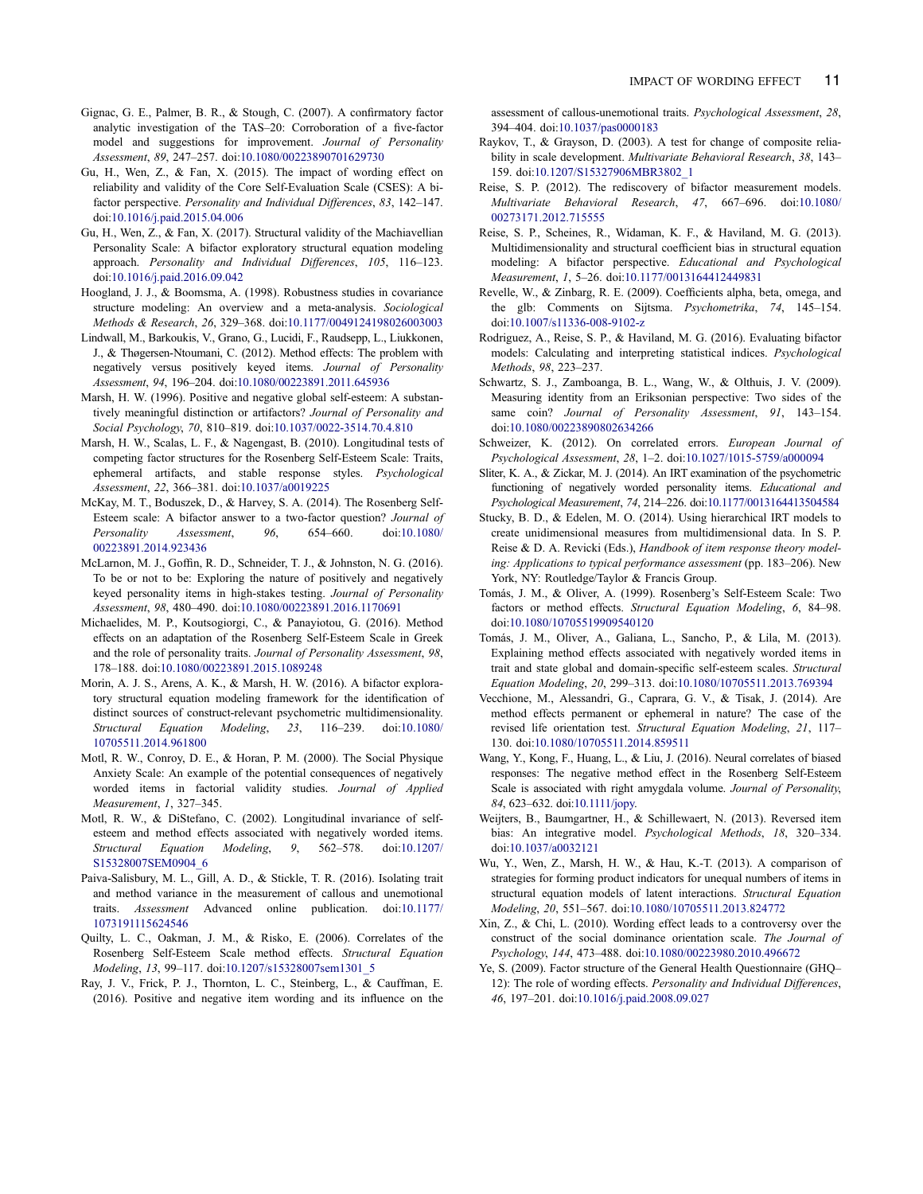Gignac, G. E., Palmer, B. R., & Stough, C. (2007). A confirmatory factor analytic investigation of the TAS–20: Corroboration of a five-factor model and suggestions for improvement. *Journal of Personality Assessment*, *89*, 247–257. doi:10.1080/00223890701629730

Gu, H., Wen, Z., & Fan, X. (2015). The impact of wording effect on reliability and validity of the Core Self-Evaluation Scale (CSES): A bi-factor perspective. *Personality and Individual Differences*, *83*, 142–147. doi:10.1016/j.paid.2015.04.006

Gu, H., Wen, Z., & Fan, X. (2017). Structural validity of the Machiavellian Personality Scale: A bifactor exploratory structural equation modeling approach. *Personality and Individual Differences*, *105*, 116–123. doi:10.1016/j.paid.2016.09.042

Hoogland, J. J., & Boomsma, A. (1998). Robustness studies in covariance structure modeling: An overview and a meta-analysis. *Sociological Methods & Research*, *26*, 329–368. doi:10.1177/0049124198026003003

Lindwall, M., Barkoukis, V., Grano, G., Lucidi, F., Raudsepp, L., Liukkonen, J., & Thøgersen-Ntoumani, C. (2012). Method effects: The problem with negatively versus positively keyed items. *Journal of Personality Assessment*, *94*, 196–204. doi:10.1080/00223891.2011.645936

Marsh, H. W. (1996). Positive and negative global self-esteem: A substantively meaningful distinction or artifactors? *Journal of Personality and Social Psychology*, *70*, 810–819. doi:10.1037/0022-3514.70.4.810

Marsh, H. W., Scalas, L. F., & Nagengast, B. (2010). Longitudinal tests of competing factor structures for the Rosenberg Self-Esteem Scale: Traits, ephemeral artifacts, and stable response styles. *Psychological Assessment*, *22*, 366–381. doi:10.1037/a0019225

McKay, M. T., Boduszek, D., & Harvey, S. A. (2014). The Rosenberg Self-Esteem scale: A bifactor answer to a two-factor question? *Journal of Personality Assessment*, *96*, 654–660. doi:10.1080/00223891.2014.923436

McLarnon, M. J., Goffin, R. D., Schneider, T. J., & Johnston, N. G. (2016). To be or not to be: Exploring the nature of positively and negatively keyed personality items in high-stakes testing. *Journal of Personality Assessment*, *98*, 480–490. doi:10.1080/00223891.2016.1170691

Michaelides, M. P., Koutsogiorgi, C., & Panayiotou, G. (2016). Method effects on an adaptation of the Rosenberg Self-Esteem Scale in Greek and the role of personality traits. *Journal of Personality Assessment*, *98*, 178–188. doi:10.1080/00223891.2015.1089248

Morin, A. J. S., Arens, A. K., & Marsh, H. W. (2016). A bifactor exploratory structural equation modeling framework for the identification of distinct sources of construct-relevant psychometric multidimensionality. *Structural Equation Modeling*, *23*, 116–239. doi:10.1080/10705511.2014.961800

Motl, R. W., Conroy, D. E., & Horan, P. M. (2000). The Social Physique Anxiety Scale: An example of the potential consequences of negatively worded items in factorial validity studies. *Journal of Applied Measurement*, *1*, 327–345.

Motl, R. W., & DiStefano, C. (2002). Longitudinal invariance of self-esteem and method effects associated with negatively worded items. *Structural Equation Modeling*, *9*, 562–578. doi:10.1207/S15328007SEM0904_6

Paiva-Salisbury, M. L., Gill, A. D., & Stickle, T. R. (2016). Isolating trait and method variance in the measurement of callous and unemotional traits. *Assessment* Advanced online publication. doi:10.1177/1073191115624546

Quilty, L. C., Oakman, J. M., & Risko, E. (2006). Correlates of the Rosenberg Self-Esteem Scale method effects. *Structural Equation Modeling*, *13*, 99–117. doi:10.1207/s15328007sem1301_5

Ray, J. V., Frick, P. J., Thornton, L. C., Steinberg, L., & Cauffman, E. (2016). Positive and negative item wording and its influence on the assessment of callous-unemotional traits. *Psychological Assessment*, *28*, 394–404. doi:10.1037/pas0000183

Raykov, T., & Grayson, D. (2003). A test for change of composite reliability in scale development. *Multivariate Behavioral Research*, *38*, 143–159. doi:10.1207/S15327906MBR3802_1

Reise, S. P. (2012). The rediscovery of bifactor measurement models. *Multivariate Behavioral Research*, *47*, 667–696. doi:10.1080/00273171.2012.715555

Reise, S. P., Scheines, R., Widaman, K. F., & Haviland, M. G. (2013). Multidimensionality and structural coefficient bias in structural equation modeling: A bifactor perspective. *Educational and Psychological Measurement*, *1*, 5–26. doi:10.1177/0013164412449831

Revelle, W., & Zinbarg, R. E. (2009). Coefficients alpha, beta, omega, and the glb: Comments on Sijtsma. *Psychometrika*, *74*, 145–154. doi:10.1007/s11336-008-9102-z

Rodriguez, A., Reise, S. P., & Haviland, M. G. (2016). Evaluating bifactor models: Calculating and interpreting statistical indices. *Psychological Methods*, *98*, 223–237.

Schwartz, S. J., Zamboanga, B. L., Wang, W., & Olthuis, J. V. (2009). Measuring identity from an Eriksonian perspective: Two sides of the same coin? *Journal of Personality Assessment*, *91*, 143–154. doi:10.1080/00223890802634266

Schweizer, K. (2012). On correlated errors. *European Journal of Psychological Assessment*, *28*, 1–2. doi:10.1027/1015-5759/a000094

Sliter, K. A., & Zickar, M. J. (2014). An IRT examination of the psychometric functioning of negatively worded personality items. *Educational and Psychological Measurement*, *74*, 214–226. doi:10.1177/0013164413504584

Stucky, B. D., & Edelen, M. O. (2014). Using hierarchical IRT models to create unidimensional measures from multidimensional data. In S. P. Reise & D. A. Revicki (Eds.), *Handbook of item response theory modeling: Applications to typical performance assessment* (pp. 183–206). New York, NY: Routledge/Taylor & Francis Group.

Tomás, J. M., & Oliver, A. (1999). Rosenberg's Self-Esteem Scale: Two factors or method effects. *Structural Equation Modeling*, *6*, 84–98. doi:10.1080/10705519909540120

Tomás, J. M., Oliver, A., Galiana, L., Sancho, P., & Lila, M. (2013). Explaining method effects associated with negatively worded items in trait and state global and domain-specific self-esteem scales. *Structural Equation Modeling*, *20*, 299–313. doi:10.1080/10705511.2013.769394

Vecchione, M., Alessandri, G., Caprara, G. V., & Tisak, J. (2014). Are method effects permanent or ephemeral in nature? The case of the revised life orientation test. *Structural Equation Modeling*, *21*, 117–130. doi:10.1080/10705511.2014.859511

Wang, Y., Kong, F., Huang, L., & Liu, J. (2016). Neural correlates of biased responses: The negative method effect in the Rosenberg Self-Esteem Scale is associated with right amygdala volume. *Journal of Personality*, *84*, 623–632. doi:10.1111/jopy.

Weijters, B., Baumgartner, H., & Schillewaert, N. (2013). Reversed item bias: An integrative model. *Psychological Methods*, *18*, 320–334. doi:10.1037/a0032121

Wu, Y., Wen, Z., Marsh, H. W., & Hau, K.-T. (2013). A comparison of strategies for forming product indicators for unequal numbers of items in structural equation models of latent interactions. *Structural Equation Modeling*, *20*, 551–567. doi:10.1080/10705511.2013.824772

Xin, Z., & Chi, L. (2010). Wording effect leads to a controversy over the construct of the social dominance orientation scale. *The Journal of Psychology*, *144*, 473–488. doi:10.1080/00223980.2010.496672

Ye, S. (2009). Factor structure of the General Health Questionnaire (GHQ–12): The role of wording effects. *Personality and Individual Differences*, *46*, 197–201. doi:10.1016/j.paid.2008.09.027